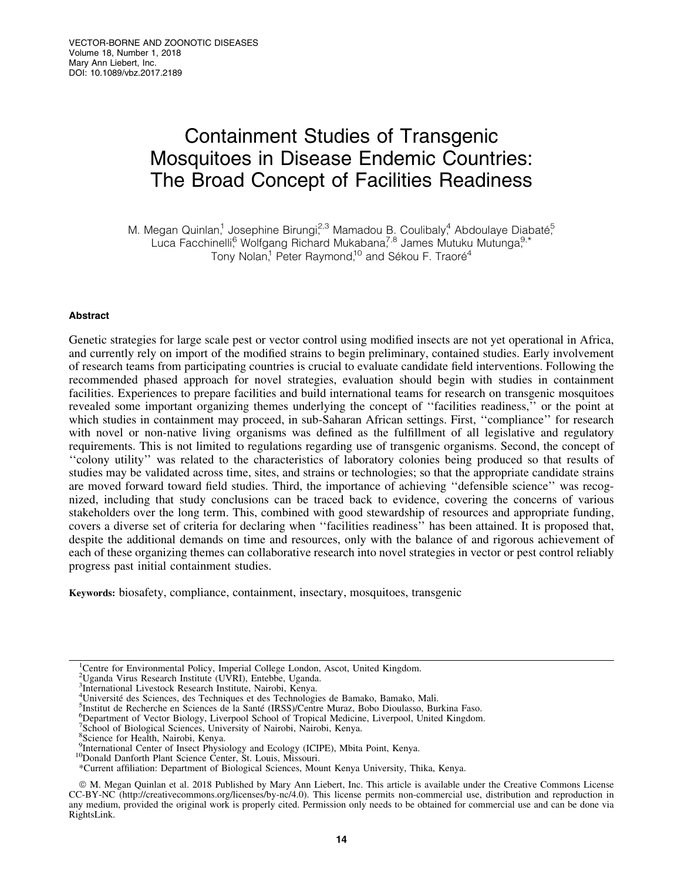# Containment Studies of Transgenic Mosquitoes in Disease Endemic Countries: The Broad Concept of Facilities Readiness

M. Megan Quinlan,[1] Josephine Birungi,[2,3] Mamadou B. Coulibaly,[4] Abdoulaye Diabaté,[5] Luca Facchinelli,[6] Wolfgang Richard Mukabana,[7,8] James Mutuku Mutunga,[9,*] Tony Nolan,[1] Peter Raymond,[10] and Sékou F. Traoré[4]

## Abstract

Genetic strategies for large scale pest or vector control using modified insects are not yet operational in Africa, and currently rely on import of the modified strains to begin preliminary, contained studies. Early involvement of research teams from participating countries is crucial to evaluate candidate field interventions. Following the recommended phased approach for novel strategies, evaluation should begin with studies in containment facilities. Experiences to prepare facilities and build international teams for research on transgenic mosquitoes revealed some important organizing themes underlying the concept of ''facilities readiness,'' or the point at which studies in containment may proceed, in sub-Saharan African settings. First, ''compliance'' for research with novel or non-native living organisms was defined as the fulfillment of all legislative and regulatory requirements. This is not limited to regulations regarding use of transgenic organisms. Second, the concept of ''colony utility'' was related to the characteristics of laboratory colonies being produced so that results of studies may be validated across time, sites, and strains or technologies; so that the appropriate candidate strains are moved forward toward field studies. Third, the importance of achieving ''defensible science'' was recognized, including that study conclusions can be traced back to evidence, covering the concerns of various stakeholders over the long term. This, combined with good stewardship of resources and appropriate funding, covers a diverse set of criteria for declaring when ''facilities readiness'' has been attained. It is proposed that, despite the additional demands on time and resources, only with the balance of and rigorous achievement of each of these organizing themes can collaborative research into novel strategies in vector or pest control reliably progress past initial containment studies.

**Keywords:** biosafety, compliance, containment, insectary, mosquitoes, transgenic

---

[1]Centre for Environmental Policy, Imperial College London, Ascot, United Kingdom.
[2]Uganda Virus Research Institute (UVRI), Entebbe, Uganda.
[3]International Livestock Research Institute, Nairobi, Kenya.
[4]Université des Sciences, des Techniques et des Technologies de Bamako, Bamako, Mali.
[5]Institut de Recherche en Sciences de la Santé (IRSS)/Centre Muraz, Bobo Dioulasso, Burkina Faso.
[6]Department of Vector Biology, Liverpool School of Tropical Medicine, Liverpool, United Kingdom.
[7]School of Biological Sciences, University of Nairobi, Nairobi, Kenya.
[8]Science for Health, Nairobi, Kenya.
[9]International Center of Insect Physiology and Ecology (ICIPE), Mbita Point, Kenya.
[10]Donald Danforth Plant Science Center, St. Louis, Missouri.
*Current affiliation: Department of Biological Sciences, Mount Kenya University, Thika, Kenya.

© M. Megan Quinlan et al. 2018 Published by Mary Ann Liebert, Inc. This article is available under the Creative Commons License CC-BY-NC (http://creativecommons.org/licenses/by-nc/4.0). This license permits non-commercial use, distribution and reproduction in any medium, provided the original work is properly cited. Permission only needs to be obtained for commercial use and can be done via RightsLink.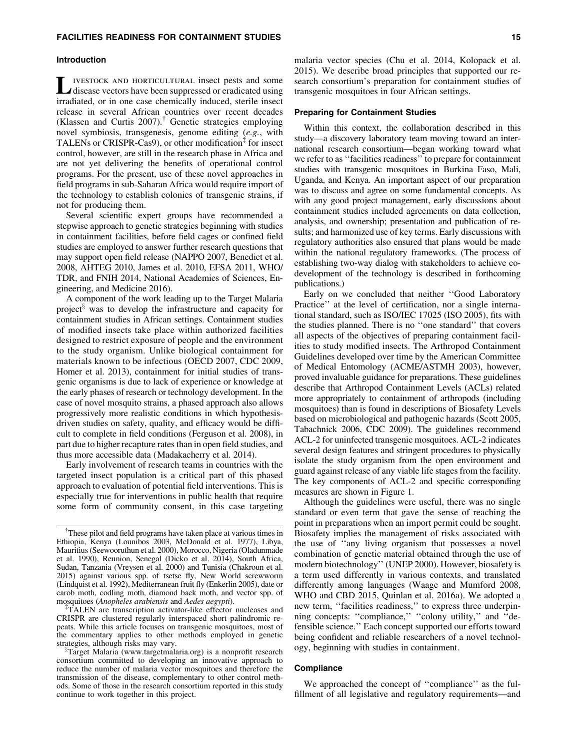## Introduction

LIVESTOCK AND HORTICULTURAL insect pests and some disease vectors have been suppressed or eradicated using irradiated, or in one case chemically induced, sterile insect release in several African countries over recent decades (Klassen and Curtis 2007).[†] Genetic strategies employing novel symbiosis, transgenesis, genome editing (*e.g.*, with TALENs or CRISPR-Cas9), or other modification[‡] for insect control, however, are still in the research phase in Africa and are not yet delivering the benefits of operational control programs. For the present, use of these novel approaches in field programs in sub-Saharan Africa would require import of the technology to establish colonies of transgenic strains, if not for producing them.

Several scientific expert groups have recommended a stepwise approach to genetic strategies beginning with studies in containment facilities, before field cages or confined field studies are employed to answer further research questions that may support open field release (NAPPO 2007, Benedict et al. 2008, AHTEG 2010, James et al. 2010, EFSA 2011, WHO/TDR, and FNIH 2014, National Academies of Sciences, Engineering, and Medicine 2016).

A component of the work leading up to the Target Malaria project[§] was to develop the infrastructure and capacity for containment studies in African settings. Containment studies of modified insects take place within authorized facilities designed to restrict exposure of people and the environment to the study organism. Unlike biological containment for materials known to be infectious (OECD 2007, CDC 2009, Homer et al. 2013), containment for initial studies of transgenic organisms is due to lack of experience or knowledge at the early phases of research or technology development. In the case of novel mosquito strains, a phased approach also allows progressively more realistic conditions in which hypothesis-driven studies on safety, quality, and efficacy would be difficult to complete in field conditions (Ferguson et al. 2008), in part due to higher recapture rates than in open field studies, and thus more accessible data (Madakacherry et al. 2014).

Early involvement of research teams in countries with the targeted insect population is a critical part of this phased approach to evaluation of potential field interventions. This is especially true for interventions in public health that require some form of community consent, in this case targeting malaria vector species (Chu et al. 2014, Kolopack et al. 2015). We describe broad principles that supported our research consortium's preparation for containment studies of transgenic mosquitoes in four African settings.

## Preparing for Containment Studies

Within this context, the collaboration described in this study—a discovery laboratory team moving toward an international research consortium—began working toward what we refer to as "facilities readiness" to prepare for containment studies with transgenic mosquitoes in Burkina Faso, Mali, Uganda, and Kenya. An important aspect of our preparation was to discuss and agree on some fundamental concepts. As with any good project management, early discussions about containment studies included agreements on data collection, analysis, and ownership; presentation and publication of results; and harmonized use of key terms. Early discussions with regulatory authorities also ensured that plans would be made within the national regulatory frameworks. (The process of establishing two-way dialog with stakeholders to achieve co-development of the technology is described in forthcoming publications.)

Early on we concluded that neither "Good Laboratory Practice" at the level of certification, nor a single international standard, such as ISO/IEC 17025 (ISO 2005), fits with the studies planned. There is no "one standard" that covers all aspects of the objectives of preparing containment facilities to study modified insects. The Arthropod Containment Guidelines developed over time by the American Committee of Medical Entomology (ACME/ASTMH 2003), however, proved invaluable guidance for preparations. These guidelines describe that Arthropod Containment Levels (ACLs) related more appropriately to containment of arthropods (including mosquitoes) than is found in descriptions of Biosafety Levels based on microbiological and pathogenic hazards (Scott 2005, Tabachnick 2006, CDC 2009). The guidelines recommend ACL-2 for uninfected transgenic mosquitoes. ACL-2 indicates several design features and stringent procedures to physically isolate the study organism from the open environment and guard against release of any viable life stages from the facility. The key components of ACL-2 and specific corresponding measures are shown in Figure 1.

Although the guidelines were useful, there was no single standard or even term that gave the sense of reaching the point in preparations when an import permit could be sought. Biosafety implies the management of risks associated with the use of "any living organism that possesses a novel combination of genetic material obtained through the use of modern biotechnology" (UNEP 2000). However, biosafety is a term used differently in various contexts, and translated differently among languages (Waage and Mumford 2008, WHO and CBD 2015, Quinlan et al. 2016a). We adopted a new term, "facilities readiness," to express three underpinning concepts: "compliance," "colony utility," and "defensible science." Each concept supported our efforts toward being confident and reliable researchers of a novel technology, beginning with studies in containment.

## Compliance

We approached the concept of "compliance" as the fulfillment of all legislative and regulatory requirements—and

---

[†]These pilot and field programs have taken place at various times in Ethiopia, Kenya (Lounibos 2003, McDonald et al. 1977), Libya, Mauritius (Seewooruthun et al. 2000), Morocco, Nigeria (Oladunmade et al. 1990), Reunion, Senegal (Dicko et al. 2014), South Africa, Sudan, Tanzania (Vreysen et al. 2000) and Tunisia (Chakroun et al. 2015) against various spp. of tsetse fly, New World screwworm (Lindquist et al. 1992), Mediterranean fruit fly (Enkerlin 2005), date or carob moth, codling moth, diamond back moth, and vector spp. of mosquitoes (*Anopheles arabiensis* and *Aedes aegypti*).

[‡]TALEN are transcription activator-like effector nucleases and CRISPR are clustered regularly interspaced short palindromic repeats. While this article focuses on transgenic mosquitoes, most of the commentary applies to other methods employed in genetic strategies, although risks may vary.

[§]Target Malaria (www.targetmalaria.org) is a nonprofit research consortium committed to developing an innovative approach to reduce the number of malaria vector mosquitoes and therefore the transmission of the disease, complementary to other control methods. Some of those in the research consortium reported in this study continue to work together in this project.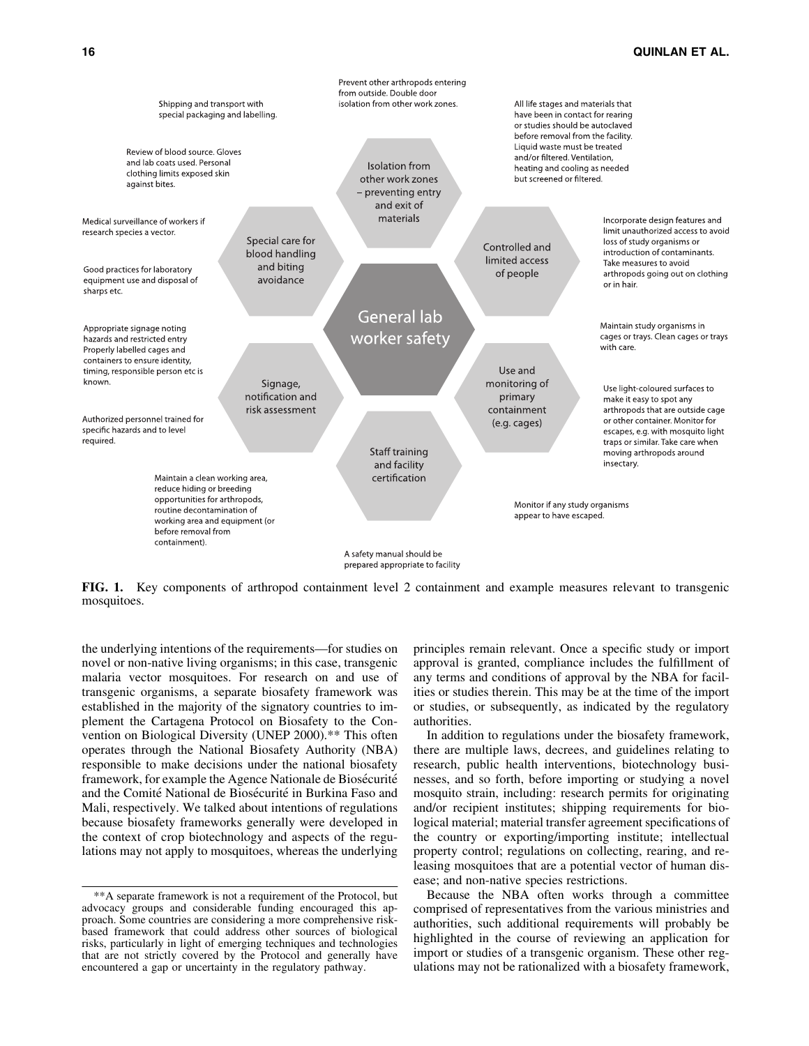**General lab worker safety**

**Isolation from other work zones – preventing entry and exit of materials**

- Prevent other arthropods entering from outside. Double door isolation from other work zones.
- All life stages and materials that have been in contact for rearing or studies should be autoclaved before removal from the facility. Liquid waste must be treated and/or filtered. Ventilation, heating and cooling as needed but screened or filtered.

**Controlled and limited access of people**

- Incorporate design features and limit unauthorized access to avoid loss of study organisms or introduction of contaminants. Take measures to avoid arthropods going out on clothing or in hair.

**Use and monitoring of primary containment (e.g. cages)**

- Maintain study organisms in cages or trays. Clean cages or trays with care.
- Use light-coloured surfaces to make it easy to spot any arthropods that are outside cage or other container. Monitor for escapes, e.g. with mosquito light traps or similar. Take care when moving arthropods around insectary.

**Staff training and facility certification**

- Monitor if any study organisms appear to have escaped.
- A safety manual should be prepared appropriate to facility
- Maintain a clean working area, reduce hiding or breeding opportunities for arthropods, routine decontamination of working area and equipment (or before removal from containment).

**Signage, notification and risk assessment**

- Appropriate signage noting hazards and restricted entry Properly labelled cages and containers to ensure identity, timing, responsible person etc is known.
- Authorized personnel trained for specific hazards and to level required.

**Special care for blood handling and biting avoidance**

- Shipping and transport with special packaging and labelling.
- Review of blood source. Gloves and lab coats used. Personal clothing limits exposed skin against bites.
- Medical surveillance of workers if research species a vector.
- Good practices for laboratory equipment use and disposal of sharps etc.

**FIG. 1.** Key components of arthropod containment level 2 containment and example measures relevant to transgenic mosquitoes.

the underlying intentions of the requirements—for studies on novel or non-native living organisms; in this case, transgenic malaria vector mosquitoes. For research on and use of transgenic organisms, a separate biosafety framework was established in the majority of the signatory countries to implement the Cartagena Protocol on Biosafety to the Convention on Biological Diversity (UNEP 2000).** This often operates through the National Biosafety Authority (NBA) responsible to make decisions under the national biosafety framework, for example the Agence Nationale de Biosécurité and the Comité National de Biosécurité in Burkina Faso and Mali, respectively. We talked about intentions of regulations because biosafety frameworks generally were developed in the context of crop biotechnology and aspects of the regulations may not apply to mosquitoes, whereas the underlying principles remain relevant. Once a specific study or import approval is granted, compliance includes the fulfillment of any terms and conditions of approval by the NBA for facilities or studies therein. This may be at the time of the import or studies, or subsequently, as indicated by the regulatory authorities.

In addition to regulations under the biosafety framework, there are multiple laws, decrees, and guidelines relating to research, public health interventions, biotechnology businesses, and so forth, before importing or studying a novel mosquito strain, including: research permits for originating and/or recipient institutes; shipping requirements for biological material; material transfer agreement specifications of the country or exporting/importing institute; intellectual property control; regulations on collecting, rearing, and releasing mosquitoes that are a potential vector of human disease; and non-native species restrictions.

Because the NBA often works through a committee comprised of representatives from the various ministries and authorities, such additional requirements will probably be highlighted in the course of reviewing an application for import or studies of a transgenic organism. These other regulations may not be rationalized with a biosafety framework,

**A separate framework is not a requirement of the Protocol, but advocacy groups and considerable funding encouraged this approach. Some countries are considering a more comprehensive risk-based framework that could address other sources of biological risks, particularly in light of emerging techniques and technologies that are not strictly covered by the Protocol and generally have encountered a gap or uncertainty in the regulatory pathway.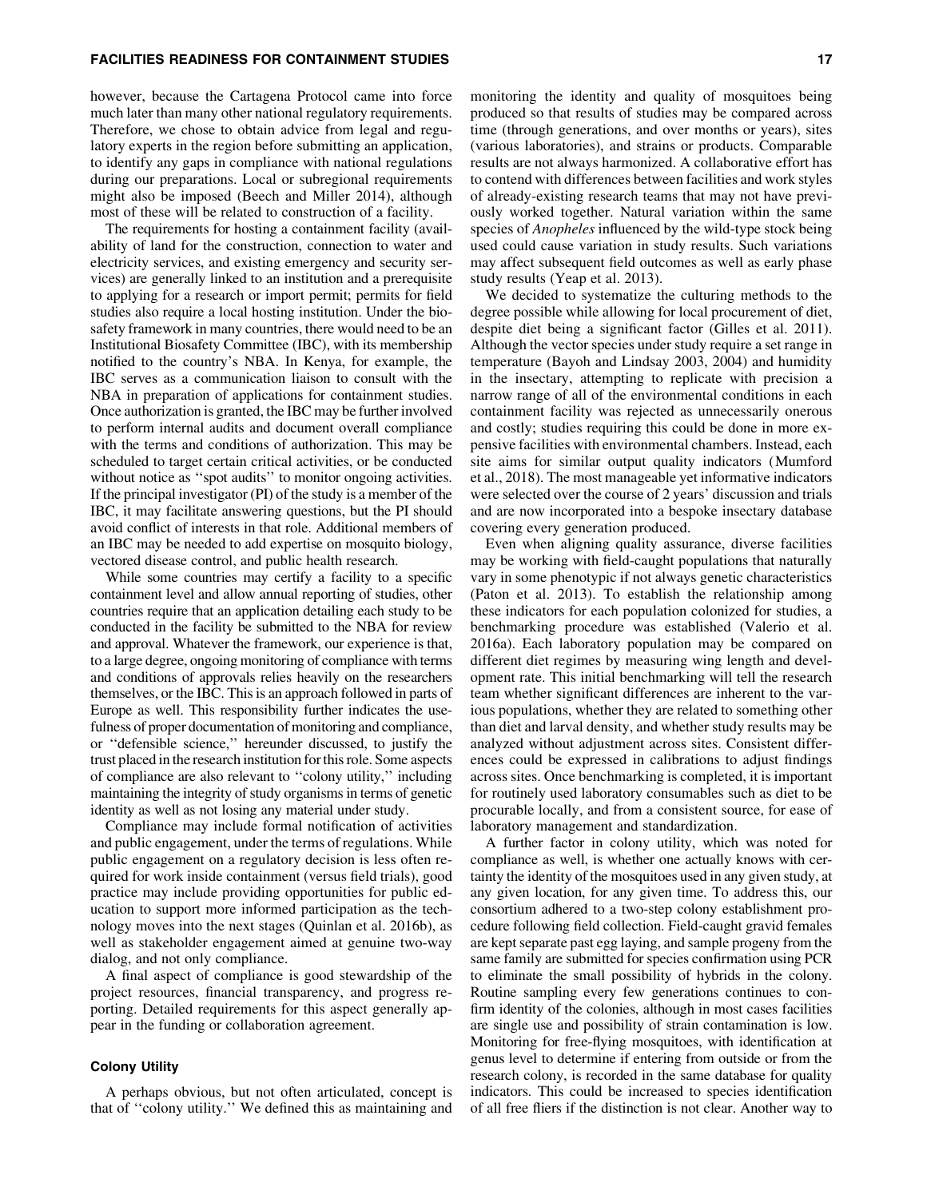however, because the Cartagena Protocol came into force much later than many other national regulatory requirements. Therefore, we chose to obtain advice from legal and regulatory experts in the region before submitting an application, to identify any gaps in compliance with national regulations during our preparations. Local or subregional requirements might also be imposed (Beech and Miller 2014), although most of these will be related to construction of a facility.

The requirements for hosting a containment facility (availability of land for the construction, connection to water and electricity services, and existing emergency and security services) are generally linked to an institution and a prerequisite to applying for a research or import permit; permits for field studies also require a local hosting institution. Under the biosafety framework in many countries, there would need to be an Institutional Biosafety Committee (IBC), with its membership notified to the country's NBA. In Kenya, for example, the IBC serves as a communication liaison to consult with the NBA in preparation of applications for containment studies. Once authorization is granted, the IBC may be further involved to perform internal audits and document overall compliance with the terms and conditions of authorization. This may be scheduled to target certain critical activities, or be conducted without notice as ''spot audits'' to monitor ongoing activities. If the principal investigator (PI) of the study is a member of the IBC, it may facilitate answering questions, but the PI should avoid conflict of interests in that role. Additional members of an IBC may be needed to add expertise on mosquito biology, vectored disease control, and public health research.

While some countries may certify a facility to a specific containment level and allow annual reporting of studies, other countries require that an application detailing each study to be conducted in the facility be submitted to the NBA for review and approval. Whatever the framework, our experience is that, to a large degree, ongoing monitoring of compliance with terms and conditions of approvals relies heavily on the researchers themselves, or the IBC. This is an approach followed in parts of Europe as well. This responsibility further indicates the usefulness of proper documentation of monitoring and compliance, or ''defensible science,'' hereunder discussed, to justify the trust placed in the research institution for this role. Some aspects of compliance are also relevant to ''colony utility,'' including maintaining the integrity of study organisms in terms of genetic identity as well as not losing any material under study.

Compliance may include formal notification of activities and public engagement, under the terms of regulations. While public engagement on a regulatory decision is less often required for work inside containment (versus field trials), good practice may include providing opportunities for public education to support more informed participation as the technology moves into the next stages (Quinlan et al. 2016b), as well as stakeholder engagement aimed at genuine two-way dialog, and not only compliance.

A final aspect of compliance is good stewardship of the project resources, financial transparency, and progress reporting. Detailed requirements for this aspect generally appear in the funding or collaboration agreement.

### Colony Utility

A perhaps obvious, but not often articulated, concept is that of ''colony utility.'' We defined this as maintaining and monitoring the identity and quality of mosquitoes being produced so that results of studies may be compared across time (through generations, and over months or years), sites (various laboratories), and strains or products. Comparable results are not always harmonized. A collaborative effort has to contend with differences between facilities and work styles of already-existing research teams that may not have previously worked together. Natural variation within the same species of *Anopheles* influenced by the wild-type stock being used could cause variation in study results. Such variations may affect subsequent field outcomes as well as early phase study results (Yeap et al. 2013).

We decided to systematize the culturing methods to the degree possible while allowing for local procurement of diet, despite diet being a significant factor (Gilles et al. 2011). Although the vector species under study require a set range in temperature (Bayoh and Lindsay 2003, 2004) and humidity in the insectary, attempting to replicate with precision a narrow range of all of the environmental conditions in each containment facility was rejected as unnecessarily onerous and costly; studies requiring this could be done in more expensive facilities with environmental chambers. Instead, each site aims for similar output quality indicators (Mumford et al., 2018). The most manageable yet informative indicators were selected over the course of 2 years' discussion and trials and are now incorporated into a bespoke insectary database covering every generation produced.

Even when aligning quality assurance, diverse facilities may be working with field-caught populations that naturally vary in some phenotypic if not always genetic characteristics (Paton et al. 2013). To establish the relationship among these indicators for each population colonized for studies, a benchmarking procedure was established (Valerio et al. 2016a). Each laboratory population may be compared on different diet regimes by measuring wing length and development rate. This initial benchmarking will tell the research team whether significant differences are inherent to the various populations, whether they are related to something other than diet and larval density, and whether study results may be analyzed without adjustment across sites. Consistent differences could be expressed in calibrations to adjust findings across sites. Once benchmarking is completed, it is important for routinely used laboratory consumables such as diet to be procurable locally, and from a consistent source, for ease of laboratory management and standardization.

A further factor in colony utility, which was noted for compliance as well, is whether one actually knows with certainty the identity of the mosquitoes used in any given study, at any given location, for any given time. To address this, our consortium adhered to a two-step colony establishment procedure following field collection. Field-caught gravid females are kept separate past egg laying, and sample progeny from the same family are submitted for species confirmation using PCR to eliminate the small possibility of hybrids in the colony. Routine sampling every few generations continues to confirm identity of the colonies, although in most cases facilities are single use and possibility of strain contamination is low. Monitoring for free-flying mosquitoes, with identification at genus level to determine if entering from outside or from the research colony, is recorded in the same database for quality indicators. This could be increased to species identification of all free fliers if the distinction is not clear. Another way to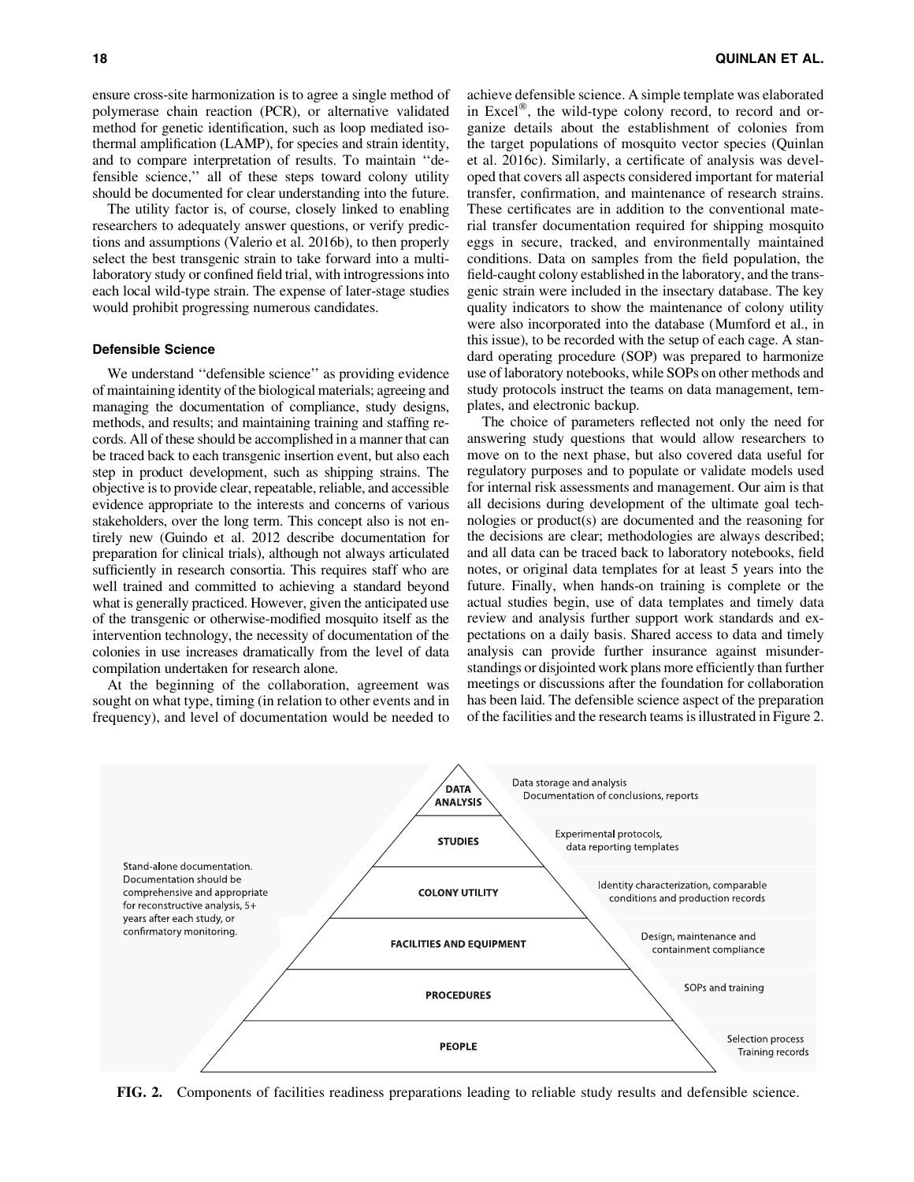ensure cross-site harmonization is to agree a single method of polymerase chain reaction (PCR), or alternative validated method for genetic identification, such as loop mediated isothermal amplification (LAMP), for species and strain identity, and to compare interpretation of results. To maintain ''defensible science,'' all of these steps toward colony utility should be documented for clear understanding into the future.

The utility factor is, of course, closely linked to enabling researchers to adequately answer questions, or verify predictions and assumptions (Valerio et al. 2016b), to then properly select the best transgenic strain to take forward into a multilaboratory study or confined field trial, with introgressions into each local wild-type strain. The expense of later-stage studies would prohibit progressing numerous candidates.

### Defensible Science

We understand ''defensible science'' as providing evidence of maintaining identity of the biological materials; agreeing and managing the documentation of compliance, study designs, methods, and results; and maintaining training and staffing records. All of these should be accomplished in a manner that can be traced back to each transgenic insertion event, but also each step in product development, such as shipping strains. The objective is to provide clear, repeatable, reliable, and accessible evidence appropriate to the interests and concerns of various stakeholders, over the long term. This concept also is not entirely new (Guindo et al. 2012 describe documentation for preparation for clinical trials), although not always articulated sufficiently in research consortia. This requires staff who are well trained and committed to achieving a standard beyond what is generally practiced. However, given the anticipated use of the transgenic or otherwise-modified mosquito itself as the intervention technology, the necessity of documentation of the colonies in use increases dramatically from the level of data compilation undertaken for research alone.

At the beginning of the collaboration, agreement was sought on what type, timing (in relation to other events and in frequency), and level of documentation would be needed to achieve defensible science. A simple template was elaborated in Excel®, the wild-type colony record, to record and organize details about the establishment of colonies from the target populations of mosquito vector species (Quinlan et al. 2016c). Similarly, a certificate of analysis was developed that covers all aspects considered important for material transfer, confirmation, and maintenance of research strains. These certificates are in addition to the conventional material transfer documentation required for shipping mosquito eggs in secure, tracked, and environmentally maintained conditions. Data on samples from the field population, the field-caught colony established in the laboratory, and the transgenic strain were included in the insectary database. The key quality indicators to show the maintenance of colony utility were also incorporated into the database (Mumford et al., in this issue), to be recorded with the setup of each cage. A standard operating procedure (SOP) was prepared to harmonize use of laboratory notebooks, while SOPs on other methods and study protocols instruct the teams on data management, templates, and electronic backup.

The choice of parameters reflected not only the need for answering study questions that would allow researchers to move on to the next phase, but also covered data useful for regulatory purposes and to populate or validate models used for internal risk assessments and management. Our aim is that all decisions during development of the ultimate goal technologies or product(s) are documented and the reasoning for the decisions are clear; methodologies are always described; and all data can be traced back to laboratory notebooks, field notes, or original data templates for at least 5 years into the future. Finally, when hands-on training is complete or the actual studies begin, use of data templates and timely data review and analysis further support work standards and expectations on a daily basis. Shared access to data and timely analysis can provide further insurance against misunderstandings or disjointed work plans more efficiently than further meetings or discussions after the foundation for collaboration has been laid. The defensible science aspect of the preparation of the facilities and the research teams is illustrated in Figure 2.

| Level | Documentation |
|---|---|
| DATA ANALYSIS | Data storage and analysis; Documentation of conclusions, reports |
| STUDIES | Experimental protocols, data reporting templates |
| COLONY UTILITY | Identity characterization, comparable conditions and production records |
| FACILITIES AND EQUIPMENT | Design, maintenance and containment compliance |
| PROCEDURES | SOPs and training |
| PEOPLE | Selection process; Training records |

Stand-alone documentation. Documentation should be comprehensive and appropriate for reconstructive analysis, 5+ years after each study, or confirmatory monitoring.

**FIG. 2.** Components of facilities readiness preparations leading to reliable study results and defensible science.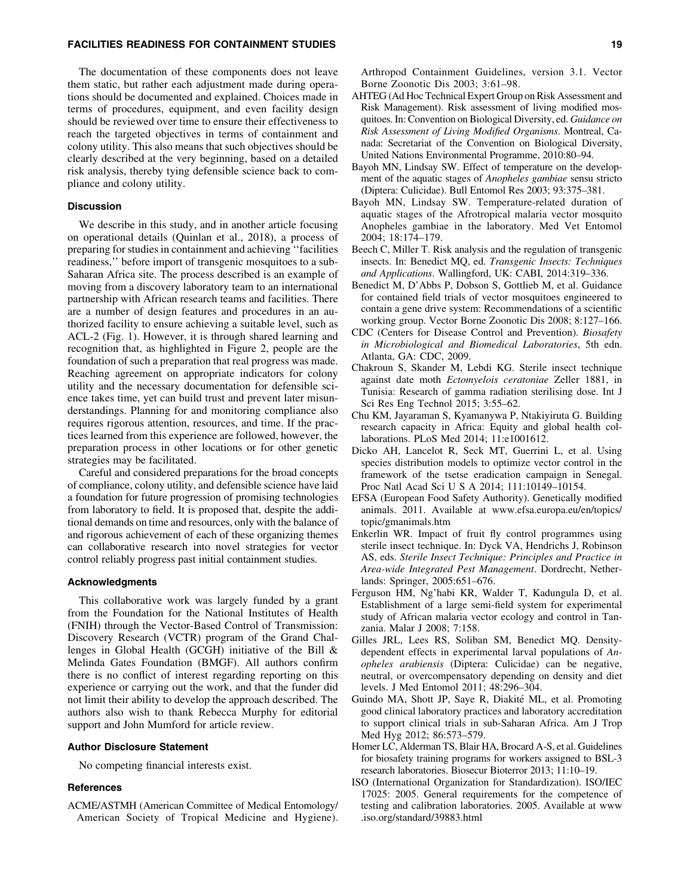The documentation of these components does not leave them static, but rather each adjustment made during operations should be documented and explained. Choices made in terms of procedures, equipment, and even facility design should be reviewed over time to ensure their effectiveness to reach the targeted objectives in terms of containment and colony utility. This also means that such objectives should be clearly described at the very beginning, based on a detailed risk analysis, thereby tying defensible science back to compliance and colony utility.

### Discussion

We describe in this study, and in another article focusing on operational details (Quinlan et al., 2018), a process of preparing for studies in containment and achieving ''facilities readiness,'' before import of transgenic mosquitoes to a sub-Saharan Africa site. The process described is an example of moving from a discovery laboratory team to an international partnership with African research teams and facilities. There are a number of design features and procedures in an authorized facility to ensure achieving a suitable level, such as ACL-2 (Fig. 1). However, it is through shared learning and recognition that, as highlighted in Figure 2, people are the foundation of such a preparation that real progress was made. Reaching agreement on appropriate indicators for colony utility and the necessary documentation for defensible science takes time, yet can build trust and prevent later misunderstandings. Planning for and monitoring compliance also requires rigorous attention, resources, and time. If the practices learned from this experience are followed, however, the preparation process in other locations or for other genetic strategies may be facilitated.

Careful and considered preparations for the broad concepts of compliance, colony utility, and defensible science have laid a foundation for future progression of promising technologies from laboratory to field. It is proposed that, despite the additional demands on time and resources, only with the balance of and rigorous achievement of each of these organizing themes can collaborative research into novel strategies for vector control reliably progress past initial containment studies.

### Acknowledgments

This collaborative work was largely funded by a grant from the Foundation for the National Institutes of Health (FNIH) through the Vector-Based Control of Transmission: Discovery Research (VCTR) program of the Grand Challenges in Global Health (GCGH) initiative of the Bill & Melinda Gates Foundation (BMGF). All authors confirm there is no conflict of interest regarding reporting on this experience or carrying out the work, and that the funder did not limit their ability to develop the approach described. The authors also wish to thank Rebecca Murphy for editorial support and John Mumford for article review.

### Author Disclosure Statement

No competing financial interests exist.

### References

ACME/ASTMH (American Committee of Medical Entomology/American Society of Tropical Medicine and Hygiene). Arthropod Containment Guidelines, version 3.1. Vector Borne Zoonotic Dis 2003; 3:61–98.

AHTEG (Ad Hoc Technical Expert Group on Risk Assessment and Risk Management). Risk assessment of living modified mosquitoes. In: Convention on Biological Diversity, ed. *Guidance on Risk Assessment of Living Modified Organisms*. Montreal, Canada: Secretariat of the Convention on Biological Diversity, United Nations Environmental Programme, 2010:80–94.

Bayoh MN, Lindsay SW. Effect of temperature on the development of the aquatic stages of *Anopheles gambiae* sensu stricto (Diptera: Culicidae). Bull Entomol Res 2003; 93:375–381.

Bayoh MN, Lindsay SW. Temperature-related duration of aquatic stages of the Afrotropical malaria vector mosquito Anopheles gambiae in the laboratory. Med Vet Entomol 2004; 18:174–179.

Beech C, Miller T. Risk analysis and the regulation of transgenic insects. In: Benedict MQ, ed. *Transgenic Insects: Techniques and Applications*. Wallingford, UK: CABI, 2014:319–336.

Benedict M, D'Abbs P, Dobson S, Gottlieb M, et al. Guidance for contained field trials of vector mosquitoes engineered to contain a gene drive system: Recommendations of a scientific working group. Vector Borne Zoonotic Dis 2008; 8:127–166.

CDC (Centers for Disease Control and Prevention). *Biosafety in Microbiological and Biomedical Laboratories*, 5th edn. Atlanta, GA: CDC, 2009.

Chakroun S, Skander M, Lebdi KG. Sterile insect technique against date moth *Ectomyelois ceratoniae* Zeller 1881, in Tunisia: Research of gamma radiation sterilising dose. Int J Sci Res Eng Technol 2015; 3:55–62.

Chu KM, Jayaraman S, Kyamanywa P, Ntakiyiruta G. Building research capacity in Africa: Equity and global health collaborations. PLoS Med 2014; 11:e1001612.

Dicko AH, Lancelot R, Seck MT, Guerrini L, et al. Using species distribution models to optimize vector control in the framework of the tsetse eradication campaign in Senegal. Proc Natl Acad Sci U S A 2014; 111:10149–10154.

EFSA (European Food Safety Authority). Genetically modified animals. 2011. Available at www.efsa.europa.eu/en/topics/topic/gmanimals.htm

Enkerlin WR. Impact of fruit fly control programmes using sterile insect technique. In: Dyck VA, Hendrichs J, Robinson AS, eds. *Sterile Insect Technique: Principles and Practice in Area-wide Integrated Pest Management*. Dordrecht, Netherlands: Springer, 2005:651–676.

Ferguson HM, Ng'habi KR, Walder T, Kadungula D, et al. Establishment of a large semi-field system for experimental study of African malaria vector ecology and control in Tanzania. Malar J 2008; 7:158.

Gilles JRL, Lees RS, Soliban SM, Benedict MQ. Density-dependent effects in experimental larval populations of *Anopheles arabiensis* (Diptera: Culicidae) can be negative, neutral, or overcompensatory depending on density and diet levels. J Med Entomol 2011; 48:296–304.

Guindo MA, Shott JP, Saye R, Diakité ML, et al. Promoting good clinical laboratory practices and laboratory accreditation to support clinical trials in sub-Saharan Africa. Am J Trop Med Hyg 2012; 86:573–579.

Homer LC, Alderman TS, Blair HA, Brocard A-S, et al. Guidelines for biosafety training programs for workers assigned to BSL-3 research laboratories. Biosecur Bioterror 2013; 11:10–19.

ISO (International Organization for Standardization). ISO/IEC 17025: 2005. General requirements for the competence of testing and calibration laboratories. 2005. Available at www.iso.org/standard/39883.html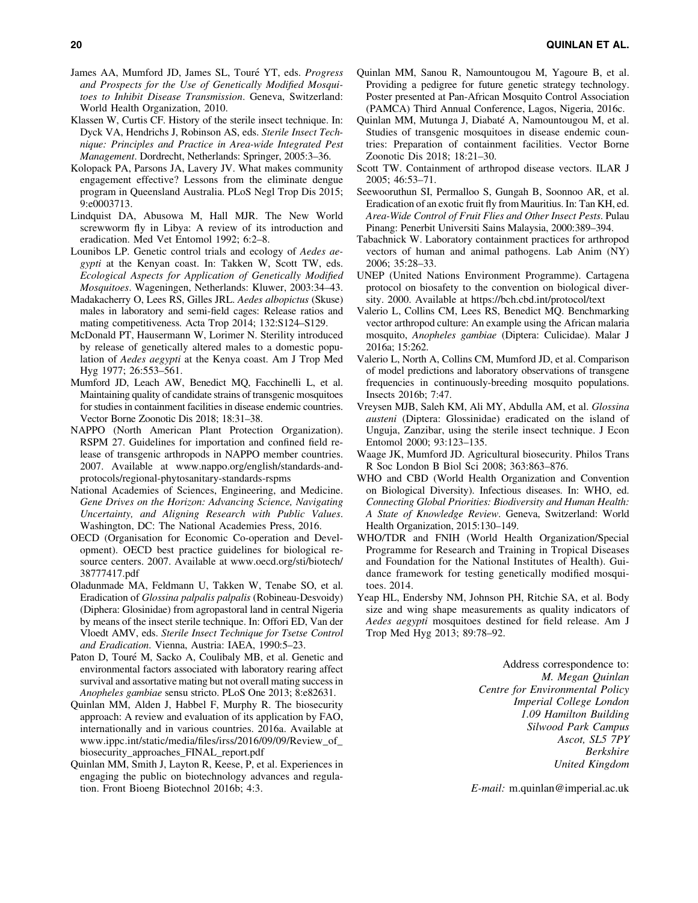James AA, Mumford JD, James SL, Touré YT, eds. *Progress and Prospects for the Use of Genetically Modified Mosquitoes to Inhibit Disease Transmission*. Geneva, Switzerland: World Health Organization, 2010.

Klassen W, Curtis CF. History of the sterile insect technique. In: Dyck VA, Hendrichs J, Robinson AS, eds. *Sterile Insect Technique: Principles and Practice in Area-wide Integrated Pest Management*. Dordrecht, Netherlands: Springer, 2005:3–36.

Kolopack PA, Parsons JA, Lavery JV. What makes community engagement effective? Lessons from the eliminate dengue program in Queensland Australia. PLoS Negl Trop Dis 2015; 9:e0003713.

Lindquist DA, Abusowa M, Hall MJR. The New World screwworm fly in Libya: A review of its introduction and eradication. Med Vet Entomol 1992; 6:2–8.

Lounibos LP. Genetic control trials and ecology of *Aedes aegypti* at the Kenyan coast. In: Takken W, Scott TW, eds. *Ecological Aspects for Application of Genetically Modified Mosquitoes*. Wageningen, Netherlands: Kluwer, 2003:34–43.

Madakacherry O, Lees RS, Gilles JRL. *Aedes albopictus* (Skuse) males in laboratory and semi-field cages: Release ratios and mating competitiveness. Acta Trop 2014; 132:S124–S129.

McDonald PT, Hausermann W, Lorimer N. Sterility introduced by release of genetically altered males to a domestic population of *Aedes aegypti* at the Kenya coast. Am J Trop Med Hyg 1977; 26:553–561.

Mumford JD, Leach AW, Benedict MQ, Facchinelli L, et al. Maintaining quality of candidate strains of transgenic mosquitoes for studies in containment facilities in disease endemic countries. Vector Borne Zoonotic Dis 2018; 18:31–38.

NAPPO (North American Plant Protection Organization). RSPM 27. Guidelines for importation and confined field release of transgenic arthropods in NAPPO member countries. 2007. Available at www.nappo.org/english/standards-and-protocols/regional-phytosanitary-standards-rspms

National Academies of Sciences, Engineering, and Medicine. *Gene Drives on the Horizon: Advancing Science, Navigating Uncertainty, and Aligning Research with Public Values*. Washington, DC: The National Academies Press, 2016.

OECD (Organisation for Economic Co-operation and Development). OECD best practice guidelines for biological resource centers. 2007. Available at www.oecd.org/sti/biotech/38777417.pdf

Oladunmade MA, Feldmann U, Takken W, Tenabe SO, et al. Eradication of *Glossina palpalis palpalis* (Robineau-Desvoidy) (Diphera: Glosinidae) from agropastoral land in central Nigeria by means of the insect sterile technique. In: Offori ED, Van der Vloedt AMV, eds. *Sterile Insect Technique for Tsetse Control and Eradication*. Vienna, Austria: IAEA, 1990:5–23.

Paton D, Touré M, Sacko A, Coulibaly MB, et al. Genetic and environmental factors associated with laboratory rearing affect survival and assortative mating but not overall mating success in *Anopheles gambiae* sensu stricto. PLoS One 2013; 8:e82631.

Quinlan MM, Alden J, Habbel F, Murphy R. The biosecurity approach: A review and evaluation of its application by FAO, internationally and in various countries. 2016a. Available at www.ippc.int/static/media/files/irss/2016/09/09/Review_of_biosecurity_approaches_FINAL_report.pdf

Quinlan MM, Smith J, Layton R, Keese, P, et al. Experiences in engaging the public on biotechnology advances and regulation. Front Bioeng Biotechnol 2016b; 4:3.

Quinlan MM, Sanou R, Namountougou M, Yagoure B, et al. Providing a pedigree for future genetic strategy technology. Poster presented at Pan-African Mosquito Control Association (PAMCA) Third Annual Conference, Lagos, Nigeria, 2016c.

Quinlan MM, Mutunga J, Diabaté A, Namountougou M, et al. Studies of transgenic mosquitoes in disease endemic countries: Preparation of containment facilities. Vector Borne Zoonotic Dis 2018; 18:21–30.

Scott TW. Containment of arthropod disease vectors. ILAR J 2005; 46:53–71.

Seewooruthun SI, Permalloo S, Gungah B, Soonnoo AR, et al. Eradication of an exotic fruit fly from Mauritius. In: Tan KH, ed. *Area-Wide Control of Fruit Flies and Other Insect Pests*. Pulau Pinang: Penerbit Universiti Sains Malaysia, 2000:389–394.

Tabachnick W. Laboratory containment practices for arthropod vectors of human and animal pathogens. Lab Anim (NY) 2006; 35:28–33.

UNEP (United Nations Environment Programme). Cartagena protocol on biosafety to the convention on biological diversity. 2000. Available at https://bch.cbd.int/protocol/text

Valerio L, Collins CM, Lees RS, Benedict MQ. Benchmarking vector arthropod culture: An example using the African malaria mosquito, *Anopheles gambiae* (Diptera: Culicidae). Malar J 2016a; 15:262.

Valerio L, North A, Collins CM, Mumford JD, et al. Comparison of model predictions and laboratory observations of transgene frequencies in continuously-breeding mosquito populations. Insects 2016b; 7:47.

Vreysen MJB, Saleh KM, Ali MY, Abdulla AM, et al. *Glossina austeni* (Diptera: Glossinidae) eradicated on the island of Unguja, Zanzibar, using the sterile insect technique. J Econ Entomol 2000; 93:123–135.

Waage JK, Mumford JD. Agricultural biosecurity. Philos Trans R Soc London B Biol Sci 2008; 363:863–876.

WHO and CBD (World Health Organization and Convention on Biological Diversity). Infectious diseases. In: WHO, ed. *Connecting Global Priorities: Biodiversity and Human Health: A State of Knowledge Review*. Geneva, Switzerland: World Health Organization, 2015:130–149.

WHO/TDR and FNIH (World Health Organization/Special Programme for Research and Training in Tropical Diseases and Foundation for the National Institutes of Health). Guidance framework for testing genetically modified mosquitoes. 2014.

Yeap HL, Endersby NM, Johnson PH, Ritchie SA, et al. Body size and wing shape measurements as quality indicators of *Aedes aegypti* mosquitoes destined for field release. Am J Trop Med Hyg 2013; 89:78–92.

Address correspondence to:
*M. Megan Quinlan*
*Centre for Environmental Policy*
*Imperial College London*
*1.09 Hamilton Building*
*Silwood Park Campus*
*Ascot, SL5 7PY*
*Berkshire*
*United Kingdom*

*E-mail:* m.quinlan@imperial.ac.uk